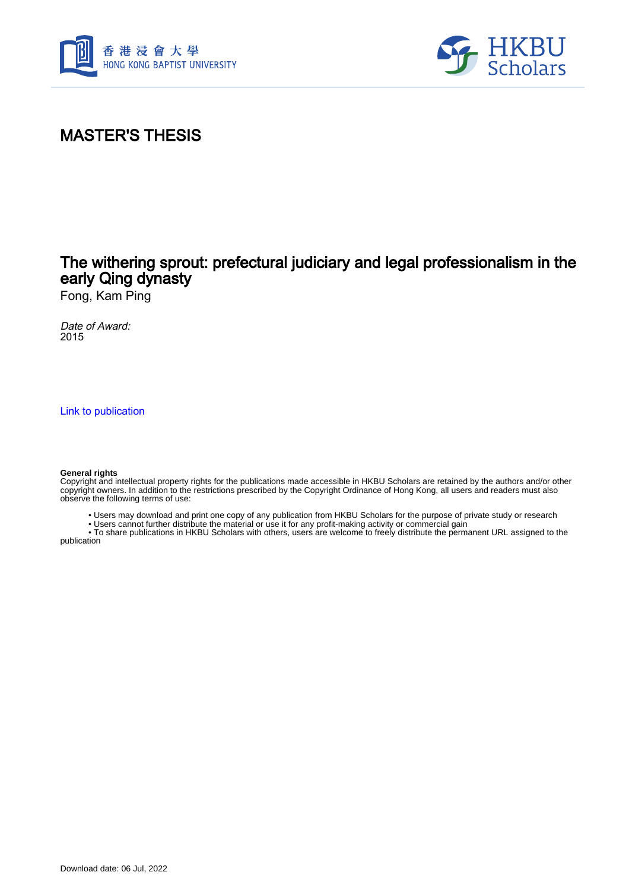# MASTER'S THESIS

## The withering sprout: prefectural judiciary and legal professionalism in the early Qing dynasty

Fong, Kam Ping

*Date of Award:*
2015

Link to publication

**General rights**
Copyright and intellectual property rights for the publications made accessible in HKBU Scholars are retained by the authors and/or other copyright owners. In addition to the restrictions prescribed by the Copyright Ordinance of Hong Kong, all users and readers must also observe the following terms of use:

- Users may download and print one copy of any publication from HKBU Scholars for the purpose of private study or research
- Users cannot further distribute the material or use it for any profit-making activity or commercial gain
- To share publications in HKBU Scholars with others, users are welcome to freely distribute the permanent URL assigned to the publication

Download date: 06 Jul, 2022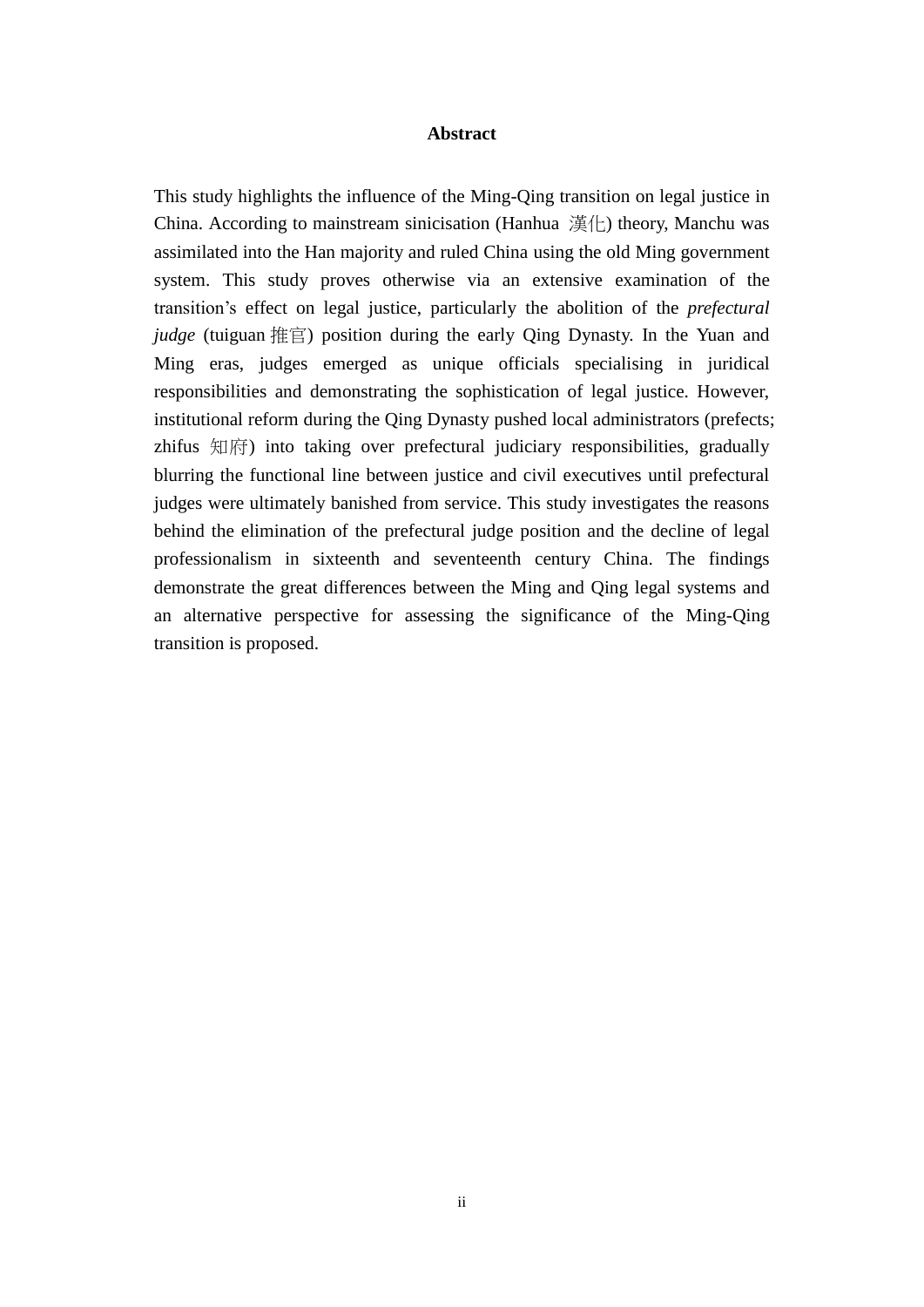# Abstract

This study highlights the influence of the Ming-Qing transition on legal justice in China. According to mainstream sinicisation (Hanhua 漢化) theory, Manchu was assimilated into the Han majority and ruled China using the old Ming government system. This study proves otherwise via an extensive examination of the transition's effect on legal justice, particularly the abolition of the *prefectural judge* (tuiguan 推官) position during the early Qing Dynasty. In the Yuan and Ming eras, judges emerged as unique officials specialising in juridical responsibilities and demonstrating the sophistication of legal justice. However, institutional reform during the Qing Dynasty pushed local administrators (prefects; zhifus 知府) into taking over prefectural judiciary responsibilities, gradually blurring the functional line between justice and civil executives until prefectural judges were ultimately banished from service. This study investigates the reasons behind the elimination of the prefectural judge position and the decline of legal professionalism in sixteenth and seventeenth century China. The findings demonstrate the great differences between the Ming and Qing legal systems and an alternative perspective for assessing the significance of the Ming-Qing transition is proposed.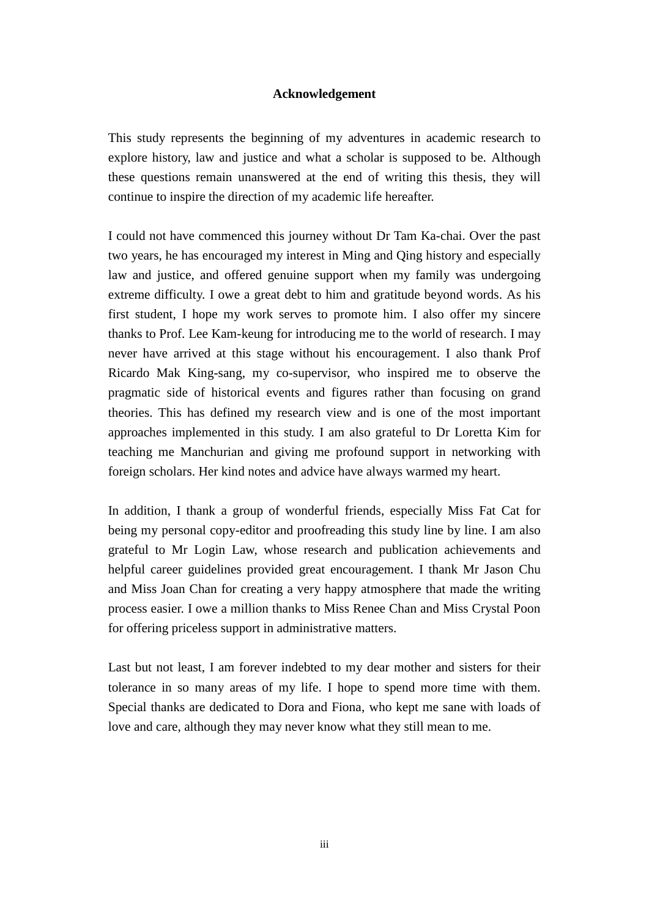# Acknowledgement

This study represents the beginning of my adventures in academic research to explore history, law and justice and what a scholar is supposed to be. Although these questions remain unanswered at the end of writing this thesis, they will continue to inspire the direction of my academic life hereafter.

I could not have commenced this journey without Dr Tam Ka-chai. Over the past two years, he has encouraged my interest in Ming and Qing history and especially law and justice, and offered genuine support when my family was undergoing extreme difficulty. I owe a great debt to him and gratitude beyond words. As his first student, I hope my work serves to promote him. I also offer my sincere thanks to Prof. Lee Kam-keung for introducing me to the world of research. I may never have arrived at this stage without his encouragement. I also thank Prof Ricardo Mak King-sang, my co-supervisor, who inspired me to observe the pragmatic side of historical events and figures rather than focusing on grand theories. This has defined my research view and is one of the most important approaches implemented in this study. I am also grateful to Dr Loretta Kim for teaching me Manchurian and giving me profound support in networking with foreign scholars. Her kind notes and advice have always warmed my heart.

In addition, I thank a group of wonderful friends, especially Miss Fat Cat for being my personal copy-editor and proofreading this study line by line. I am also grateful to Mr Login Law, whose research and publication achievements and helpful career guidelines provided great encouragement. I thank Mr Jason Chu and Miss Joan Chan for creating a very happy atmosphere that made the writing process easier. I owe a million thanks to Miss Renee Chan and Miss Crystal Poon for offering priceless support in administrative matters.

Last but not least, I am forever indebted to my dear mother and sisters for their tolerance in so many areas of my life. I hope to spend more time with them. Special thanks are dedicated to Dora and Fiona, who kept me sane with loads of love and care, although they may never know what they still mean to me.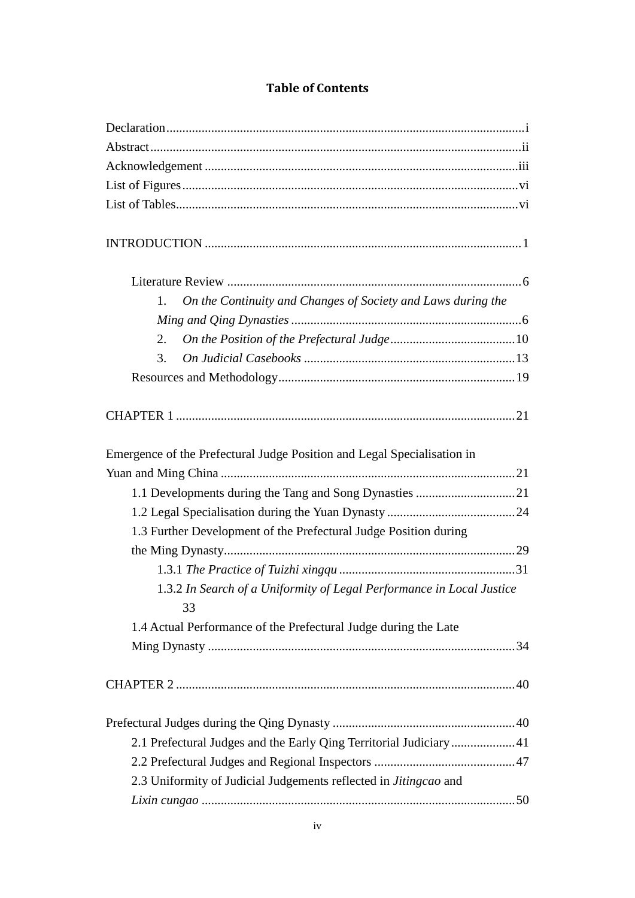# Table of Contents

Declaration ..... i
Abstract ..... ii
Acknowledgement ..... iii
List of Figures ..... vi
List of Tables ..... vi

INTRODUCTION ..... 1

- Literature Review ..... 6
    1. *On the Continuity and Changes of Society and Laws during the Ming and Qing Dynasties* ..... 6
    2. *On the Position of the Prefectural Judge* ..... 10
    3. *On Judicial Casebooks* ..... 13
- Resources and Methodology ..... 19

CHAPTER 1 ..... 21

Emergence of the Prefectural Judge Position and Legal Specialisation in Yuan and Ming China ..... 21

- 1.1 Developments during the Tang and Song Dynasties ..... 21
- 1.2 Legal Specialisation during the Yuan Dynasty ..... 24
- 1.3 Further Development of the Prefectural Judge Position during the Ming Dynasty ..... 29
    - 1.3.1 *The Practice of Tuizhi xingqu* ..... 31
    - 1.3.2 *In Search of a Uniformity of Legal Performance in Local Justice* 33
- 1.4 Actual Performance of the Prefectural Judge during the Late Ming Dynasty ..... 34

CHAPTER 2 ..... 40

Prefectural Judges during the Qing Dynasty ..... 40

- 2.1 Prefectural Judges and the Early Qing Territorial Judiciary ..... 41
- 2.2 Prefectural Judges and Regional Inspectors ..... 47
- 2.3 Uniformity of Judicial Judgements reflected in *Jitingcao* and *Lixin cungao* ..... 50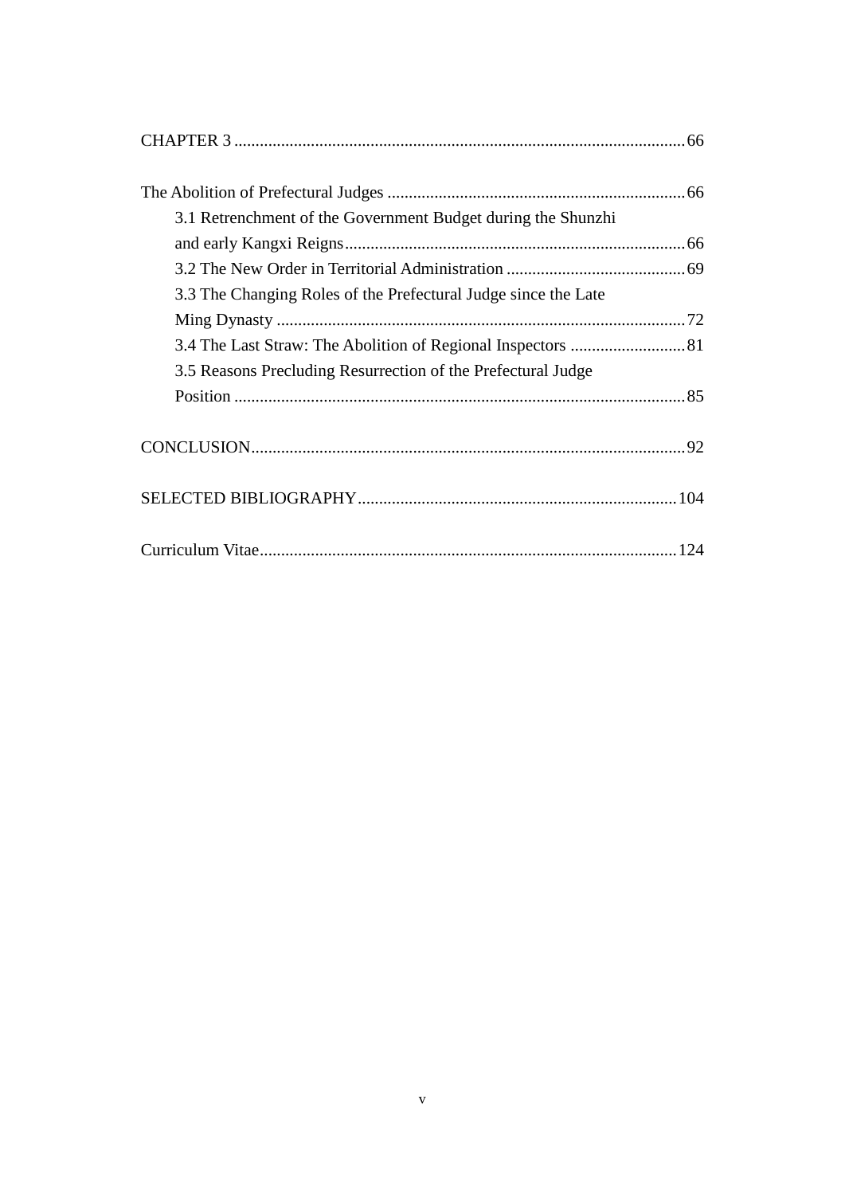CHAPTER 3 ........................................................................................................ 66

The Abolition of Prefectural Judges ...................................................................... 66

- 3.1 Retrenchment of the Government Budget during the Shunzhi and early Kangxi Reigns ................................................................................ 66
- 3.2 The New Order in Territorial Administration .......................................... 69
- 3.3 The Changing Roles of the Prefectural Judge since the Late Ming Dynasty ................................................................................................ 72
- 3.4 The Last Straw: The Abolition of Regional Inspectors ........................... 81
- 3.5 Reasons Precluding Resurrection of the Prefectural Judge Position .......................................................................................................... 85

CONCLUSION ..................................................................................................... 92

SELECTED BIBLIOGRAPHY ........................................................................... 104

Curriculum Vitae ................................................................................................. 124